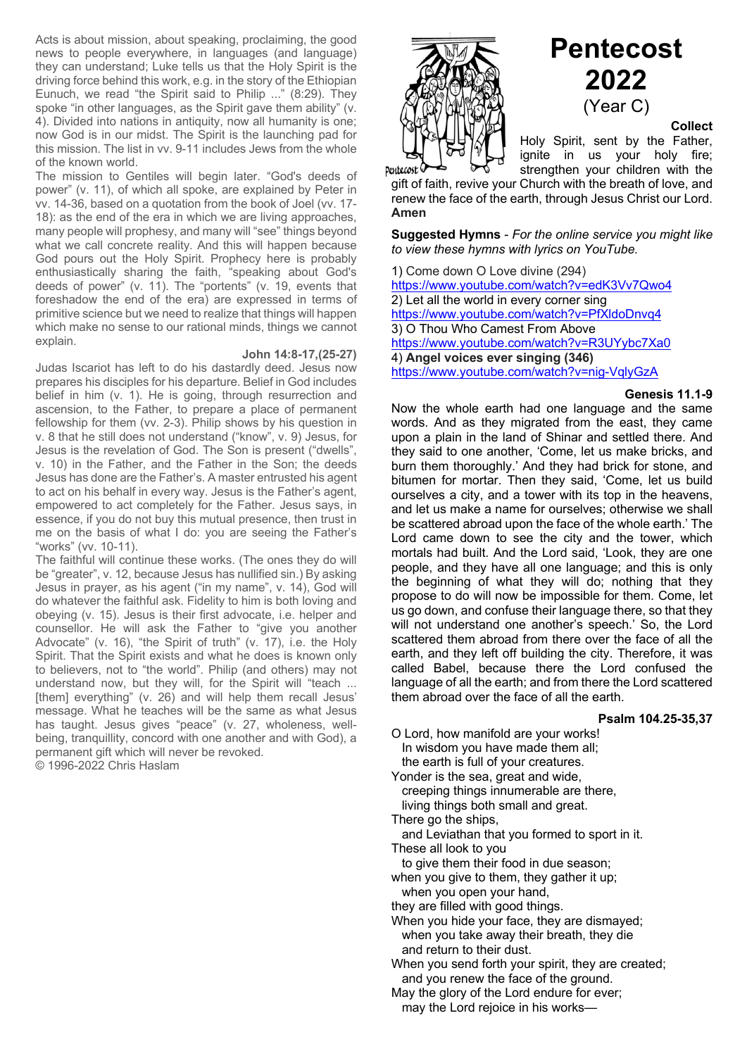Acts is about mission, about speaking, proclaiming, the good news to people everywhere, in languages (and language) they can understand; Luke tells us that the Holy Spirit is the driving force behind this work, e.g. in the story of the Ethiopian Eunuch, we read "the Spirit said to Philip ..." (8:29). They spoke "in other languages, as the Spirit gave them ability" (v. 4). Divided into nations in antiquity, now all humanity is one; now God is in our midst. The Spirit is the launching pad for this mission. The list in vv. 9-11 includes Jews from the whole of the known world.

The mission to Gentiles will begin later. "God's deeds of power" (v. 11), of which all spoke, are explained by Peter in vv. 14-36, based on a quotation from the book of Joel (vv. 17-18): as the end of the era in which we are living approaches, many people will prophesy, and many will "see" things beyond what we call concrete reality. And this will happen because God pours out the Holy Spirit. Prophecy here is probably enthusiastically sharing the faith, "speaking about God's deeds of power" (v. 11). The "portents" (v. 19, events that foreshadow the end of the era) are expressed in terms of primitive science but we need to realize that things will happen which make no sense to our rational minds, things we cannot explain.

### John 14:8-17,(25-27)

Judas Iscariot has left to do his dastardly deed. Jesus now prepares his disciples for his departure. Belief in God includes belief in him (v. 1). He is going, through resurrection and ascension, to the Father, to prepare a place of permanent fellowship for them (vv. 2-3). Philip shows by his question in v. 8 that he still does not understand ("know", v. 9) Jesus, for Jesus is the revelation of God. The Son is present ("dwells", v. 10) in the Father, and the Father in the Son; the deeds Jesus has done are the Father's. A master entrusted his agent to act on his behalf in every way. Jesus is the Father's agent, empowered to act completely for the Father. Jesus says, in essence, if you do not buy this mutual presence, then trust in me on the basis of what I do: you are seeing the Father's "works" (vv. 10-11).

The faithful will continue these works. (The ones they do will be "greater", v. 12, because Jesus has nullified sin.) By asking Jesus in prayer, as his agent ("in my name", v. 14), God will do whatever the faithful ask. Fidelity to him is both loving and obeying (v. 15). Jesus is their first advocate, i.e. helper and counsellor. He will ask the Father to "give you another Advocate" (v. 16), "the Spirit of truth" (v. 17), i.e. the Holy Spirit. That the Spirit exists and what he does is known only to believers, not to "the world". Philip (and others) may not understand now, but they will, for the Spirit will "teach ... [them] everything" (v. 26) and will help them recall Jesus' message. What he teaches will be the same as what Jesus has taught. Jesus gives "peace" (v. 27, wholeness, well-being, tranquillity, concord with one another and with God), a permanent gift which will never be revoked.

© 1996-2022 Chris Haslam

# Pentecost 2022

(Year C)

### Collect

Holy Spirit, sent by the Father, ignite in us your holy fire; strengthen your children with the gift of faith, revive your Church with the breath of love, and renew the face of the earth, through Jesus Christ our Lord. **Amen**

**Suggested Hymns** - *For the online service you might like to view these hymns with lyrics on YouTube.*

1) Come down O Love divine (294)
https://www.youtube.com/watch?v=edK3Vv7Qwo4
2) Let all the world in every corner sing
https://www.youtube.com/watch?v=PfXldoDnvq4
3) O Thou Who Camest From Above
https://www.youtube.com/watch?v=R3UYybc7Xa0
4) **Angel voices ever singing (346)**
https://www.youtube.com/watch?v=nig-VqlyGzA

### Genesis 11.1-9

Now the whole earth had one language and the same words. And as they migrated from the east, they came upon a plain in the land of Shinar and settled there. And they said to one another, 'Come, let us make bricks, and burn them thoroughly.' And they had brick for stone, and bitumen for mortar. Then they said, 'Come, let us build ourselves a city, and a tower with its top in the heavens, and let us make a name for ourselves; otherwise we shall be scattered abroad upon the face of the whole earth.' The Lord came down to see the city and the tower, which mortals had built. And the Lord said, 'Look, they are one people, and they have all one language; and this is only the beginning of what they will do; nothing that they propose to do will now be impossible for them. Come, let us go down, and confuse their language there, so that they will not understand one another's speech.' So, the Lord scattered them abroad from there over the face of all the earth, and they left off building the city. Therefore, it was called Babel, because there the Lord confused the language of all the earth; and from there the Lord scattered them abroad over the face of all the earth.

### Psalm 104.25-35,37

O Lord, how manifold are your works!
  In wisdom you have made them all;
  the earth is full of your creatures.
Yonder is the sea, great and wide,
  creeping things innumerable are there,
  living things both small and great.
There go the ships,
  and Leviathan that you formed to sport in it.
These all look to you
  to give them their food in due season;
when you give to them, they gather it up;
  when you open your hand,
they are filled with good things.
When you hide your face, they are dismayed;
  when you take away their breath, they die
  and return to their dust.
When you send forth your spirit, they are created;
  and you renew the face of the ground.
May the glory of the Lord endure for ever;
  may the Lord rejoice in his works—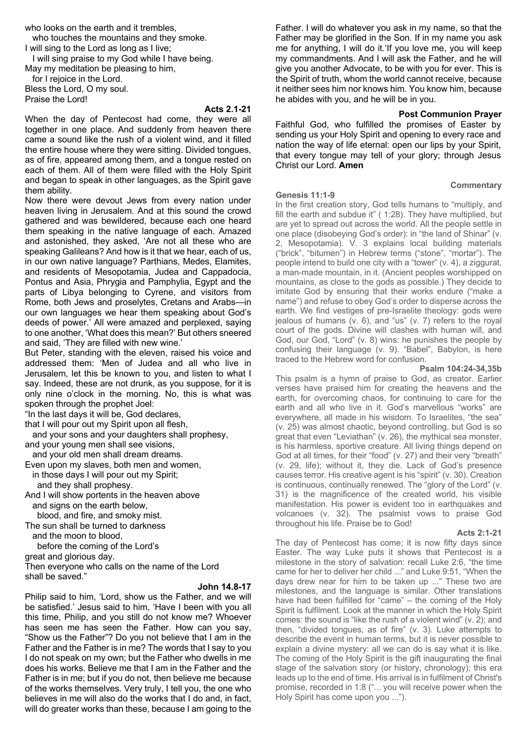who looks on the earth and it trembles,
  who touches the mountains and they smoke.
I will sing to the Lord as long as I live;
  I will sing praise to my God while I have being.
May my meditation be pleasing to him,
  for I rejoice in the Lord.
Bless the Lord, O my soul.
Praise the Lord!

**Acts 2.1-21**

When the day of Pentecost had come, they were all together in one place. And suddenly from heaven there came a sound like the rush of a violent wind, and it filled the entire house where they were sitting. Divided tongues, as of fire, appeared among them, and a tongue rested on each of them. All of them were filled with the Holy Spirit and began to speak in other languages, as the Spirit gave them ability.

Now there were devout Jews from every nation under heaven living in Jerusalem. And at this sound the crowd gathered and was bewildered, because each one heard them speaking in the native language of each. Amazed and astonished, they asked, 'Are not all these who are speaking Galileans? And how is it that we hear, each of us, in our own native language? Parthians, Medes, Elamites, and residents of Mesopotamia, Judea and Cappadocia, Pontus and Asia, Phrygia and Pamphylia, Egypt and the parts of Libya belonging to Cyrene, and visitors from Rome, both Jews and proselytes, Cretans and Arabs—in our own languages we hear them speaking about God's deeds of power.' All were amazed and perplexed, saying to one another, 'What does this mean?' But others sneered and said, 'They are filled with new wine.'

But Peter, standing with the eleven, raised his voice and addressed them: 'Men of Judea and all who live in Jerusalem, let this be known to you, and listen to what I say. Indeed, these are not drunk, as you suppose, for it is only nine o'clock in the morning. No, this is what was spoken through the prophet Joel:

"In the last days it will be, God declares,
that I will pour out my Spirit upon all flesh,
  and your sons and your daughters shall prophesy,
and your young men shall see visions,
  and your old men shall dream dreams.
Even upon my slaves, both men and women,
  in those days I will pour out my Spirit;
    and they shall prophesy.
And I will show portents in the heaven above
  and signs on the earth below,
    blood, and fire, and smoky mist.
The sun shall be turned to darkness
  and the moon to blood,
    before the coming of the Lord's
great and glorious day.
Then everyone who calls on the name of the Lord
shall be saved."

**John 14.8-17**

Philip said to him, 'Lord, show us the Father, and we will be satisfied.' Jesus said to him, 'Have I been with you all this time, Philip, and you still do not know me? Whoever has seen me has seen the Father. How can you say, "Show us the Father"? Do you not believe that I am in the Father and the Father is in me? The words that I say to you I do not speak on my own; but the Father who dwells in me does his works. Believe me that I am in the Father and the Father is in me; but if you do not, then believe me because of the works themselves. Very truly, I tell you, the one who believes in me will also do the works that I do and, in fact, will do greater works than these, because I am going to the Father. I will do whatever you ask in my name, so that the Father may be glorified in the Son. If in my name you ask me for anything, I will do it.'If you love me, you will keep my commandments. And I will ask the Father, and he will give you another Advocate, to be with you for ever. This is the Spirit of truth, whom the world cannot receive, because it neither sees him nor knows him. You know him, because he abides with you, and he will be in you.

**Post Communion Prayer**

Faithful God, who fulfilled the promises of Easter by sending us your Holy Spirit and opening to every race and nation the way of life eternal: open our lips by your Spirit, that every tongue may tell of your glory; through Jesus Christ our Lord. **Amen**

**Commentary**

**Genesis 11:1-9**

In the first creation story, God tells humans to "multiply, and fill the earth and subdue it" ( 1:28). They have multiplied, but are yet to spread out across the world. All the people settle in one place (disobeying God's order): in "the land of Shinar" (v. 2, Mesopotamia). V. 3 explains local building materials ("brick", "bitumen") in Hebrew terms ("stone", "mortar"). The people intend to build one city with a "tower" (v. 4), a ziggurat, a man-made mountain, in it. (Ancient peoples worshipped on mountains, as close to the gods as possible.) They decide to imitate God by ensuring that their works endure ("make a name") and refuse to obey God's order to disperse across the earth. We find vestiges of pre-Israelite theology: gods were jealous of humans (v. 6), and "us" (v. 7) refers to the royal court of the gods. Divine will clashes with human will, and God, our God, "Lord" (v. 8) wins: he punishes the people by confusing their language (v. 9). "Babel", Babylon, is here traced to the Hebrew word for confusion.

**Psalm 104:24-34,35b**

This psalm is a hymn of praise to God, as creator. Earlier verses have praised him for creating the heavens and the earth, for overcoming chaos, for continuing to care for the earth and all who live in it. God's marvellous "works" are everywhere, all made in his wisdom. To Israelites, "the sea" (v. 25) was almost chaotic, beyond controlling, but God is so great that even "Leviathan" (v. 26), the mythical sea monster, is his harmless, sportive creature. All living things depend on God at all times, for their "food" (v. 27) and their very "breath" (v. 29, life); without it, they die. Lack of God's presence causes terror. His creative agent is his "spirit" (v. 30). Creation is continuous, continually renewed. The "glory of the Lord" (v. 31) is the magnificence of the created world, his visible manifestation. His power is evident too in earthquakes and volcanoes (v. 32). The psalmist vows to praise God throughout his life. Praise be to God!

**Acts 2:1-21**

The day of Pentecost has come; it is now fifty days since Easter. The way Luke puts it shows that Pentecost is a milestone in the story of salvation: recall Luke 2:6, "the time came for her to deliver her child ..." and Luke 9:51, "When the days drew near for him to be taken up ..." These two are milestones, and the language is similar. Other translations have had been fulfilled for "came" – the coming of the Holy Spirit is fulfilment. Look at the manner in which the Holy Spirit comes: the sound is "like the rush of a violent wind" (v. 2); and then, "divided tongues, as of fire" (v. 3). Luke attempts to describe the event in human terms, but it is never possible to explain a divine mystery: all we can do is say what it is like. The coming of the Holy Spirit is the gift inaugurating the final stage of the salvation story (or history, chronology); this era leads up to the end of time. His arrival is in fulfilment of Christ's promise, recorded in 1:8 ("... you will receive power when the Holy Spirit has come upon you ...").